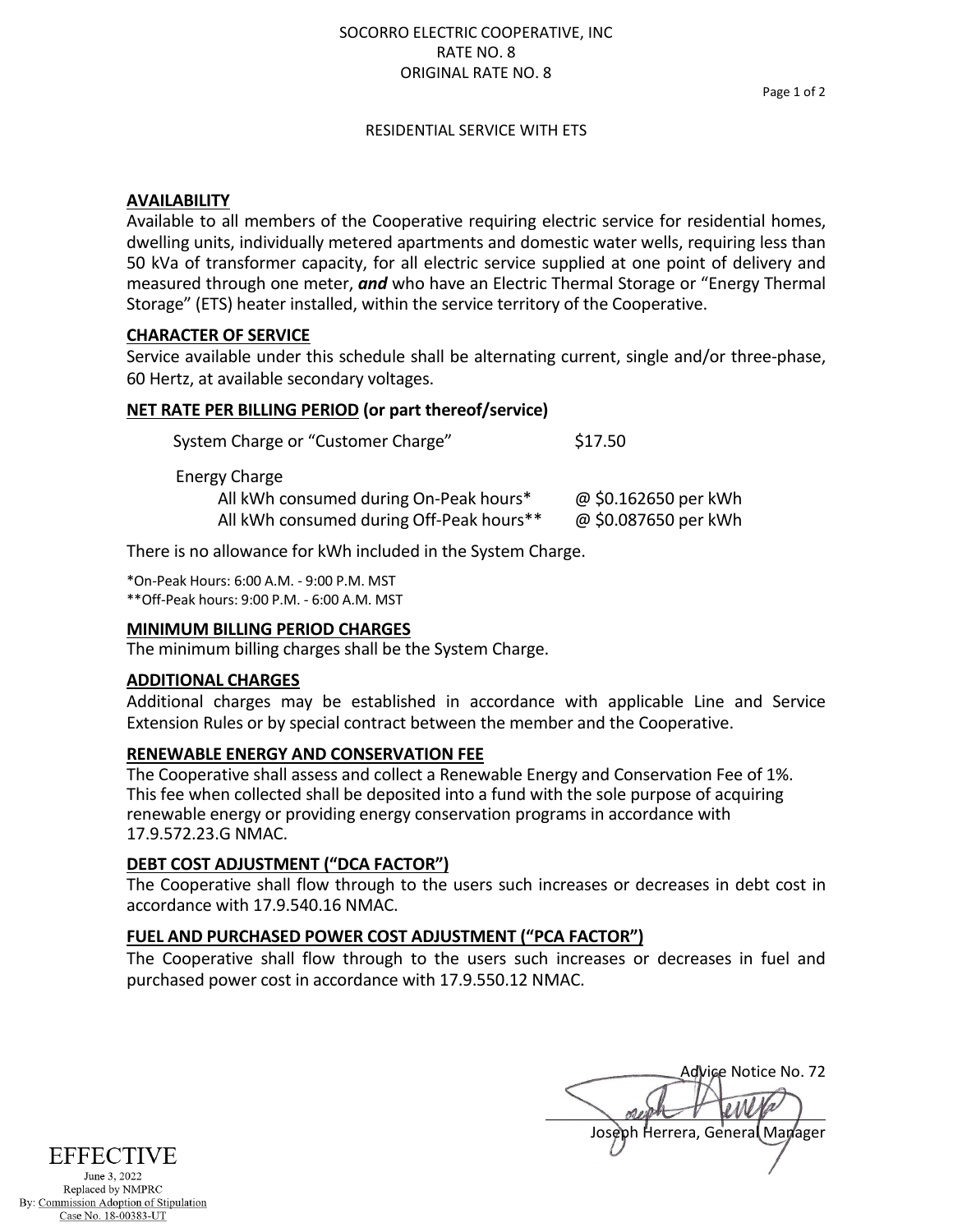SOCORRO ELECTRIC COOPERATIVE, INC
RATE NO. 8
ORIGINAL RATE NO. 8

RESIDENTIAL SERVICE WITH ETS

## AVAILABILITY

Available to all members of the Cooperative requiring electric service for residential homes, dwelling units, individually metered apartments and domestic water wells, requiring less than 50 kVa of transformer capacity, for all electric service supplied at one point of delivery and measured through one meter, ***and*** who have an Electric Thermal Storage or "Energy Thermal Storage" (ETS) heater installed, within the service territory of the Cooperative.

## CHARACTER OF SERVICE

Service available under this schedule shall be alternating current, single and/or three-phase, 60 Hertz, at available secondary voltages.

## NET RATE PER BILLING PERIOD (or part thereof/service)

| | |
|---|---|
| System Charge or "Customer Charge" | $17.50 |
| Energy Charge | |
| All kWh consumed during On-Peak hours* | @ $0.162650 per kWh |
| All kWh consumed during Off-Peak hours** | @ $0.087650 per kWh |

There is no allowance for kWh included in the System Charge.

*On-Peak Hours: 6:00 A.M. - 9:00 P.M. MST
**Off-Peak hours: 9:00 P.M. - 6:00 A.M. MST

## MINIMUM BILLING PERIOD CHARGES

The minimum billing charges shall be the System Charge.

## ADDITIONAL CHARGES

Additional charges may be established in accordance with applicable Line and Service Extension Rules or by special contract between the member and the Cooperative.

## RENEWABLE ENERGY AND CONSERVATION FEE

The Cooperative shall assess and collect a Renewable Energy and Conservation Fee of 1%. This fee when collected shall be deposited into a fund with the sole purpose of acquiring renewable energy or providing energy conservation programs in accordance with 17.9.572.23.G NMAC.

## DEBT COST ADJUSTMENT ("DCA FACTOR")

The Cooperative shall flow through to the users such increases or decreases in debt cost in accordance with 17.9.540.16 NMAC.

## FUEL AND PURCHASED POWER COST ADJUSTMENT ("PCA FACTOR")

The Cooperative shall flow through to the users such increases or decreases in fuel and purchased power cost in accordance with 17.9.550.12 NMAC.

Advice Notice No. 72

Joseph Herrera, General Manager

EFFECTIVE
June 3, 2022
Replaced by NMPRC
By: Commission Adoption of Stipulation
Case No. 18-00383-UT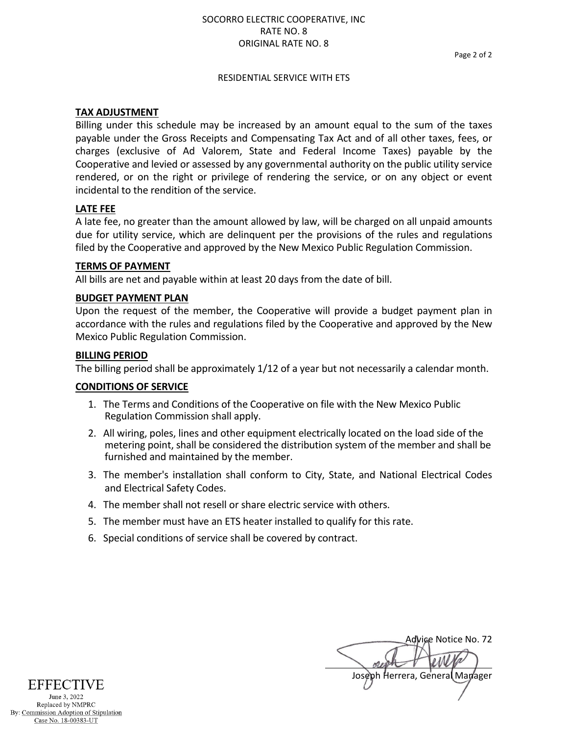SOCORRO ELECTRIC COOPERATIVE, INC
RATE NO. 8
ORIGINAL RATE NO. 8

RESIDENTIAL SERVICE WITH ETS

**TAX ADJUSTMENT**

Billing under this schedule may be increased by an amount equal to the sum of the taxes payable under the Gross Receipts and Compensating Tax Act and of all other taxes, fees, or charges (exclusive of Ad Valorem, State and Federal Income Taxes) payable by the Cooperative and levied or assessed by any governmental authority on the public utility service rendered, or on the right or privilege of rendering the service, or on any object or event incidental to the rendition of the service.

**LATE FEE**

A late fee, no greater than the amount allowed by law, will be charged on all unpaid amounts due for utility service, which are delinquent per the provisions of the rules and regulations filed by the Cooperative and approved by the New Mexico Public Regulation Commission.

**TERMS OF PAYMENT**

All bills are net and payable within at least 20 days from the date of bill.

**BUDGET PAYMENT PLAN**

Upon the request of the member, the Cooperative will provide a budget payment plan in accordance with the rules and regulations filed by the Cooperative and approved by the New Mexico Public Regulation Commission.

**BILLING PERIOD**

The billing period shall be approximately 1/12 of a year but not necessarily a calendar month.

**CONDITIONS OF SERVICE**

1. The Terms and Conditions of the Cooperative on file with the New Mexico Public Regulation Commission shall apply.
2. All wiring, poles, lines and other equipment electrically located on the load side of the metering point, shall be considered the distribution system of the member and shall be furnished and maintained by the member.
3. The member's installation shall conform to City, State, and National Electrical Codes and Electrical Safety Codes.
4. The member shall not resell or share electric service with others.
5. The member must have an ETS heater installed to qualify for this rate.
6. Special conditions of service shall be covered by contract.

Advice Notice No. 72

Joseph Herrera, General Manager

EFFECTIVE
June 3, 2022
Replaced by NMPRC
By: Commission Adoption of Stipulation
Case No. 18-00383-UT